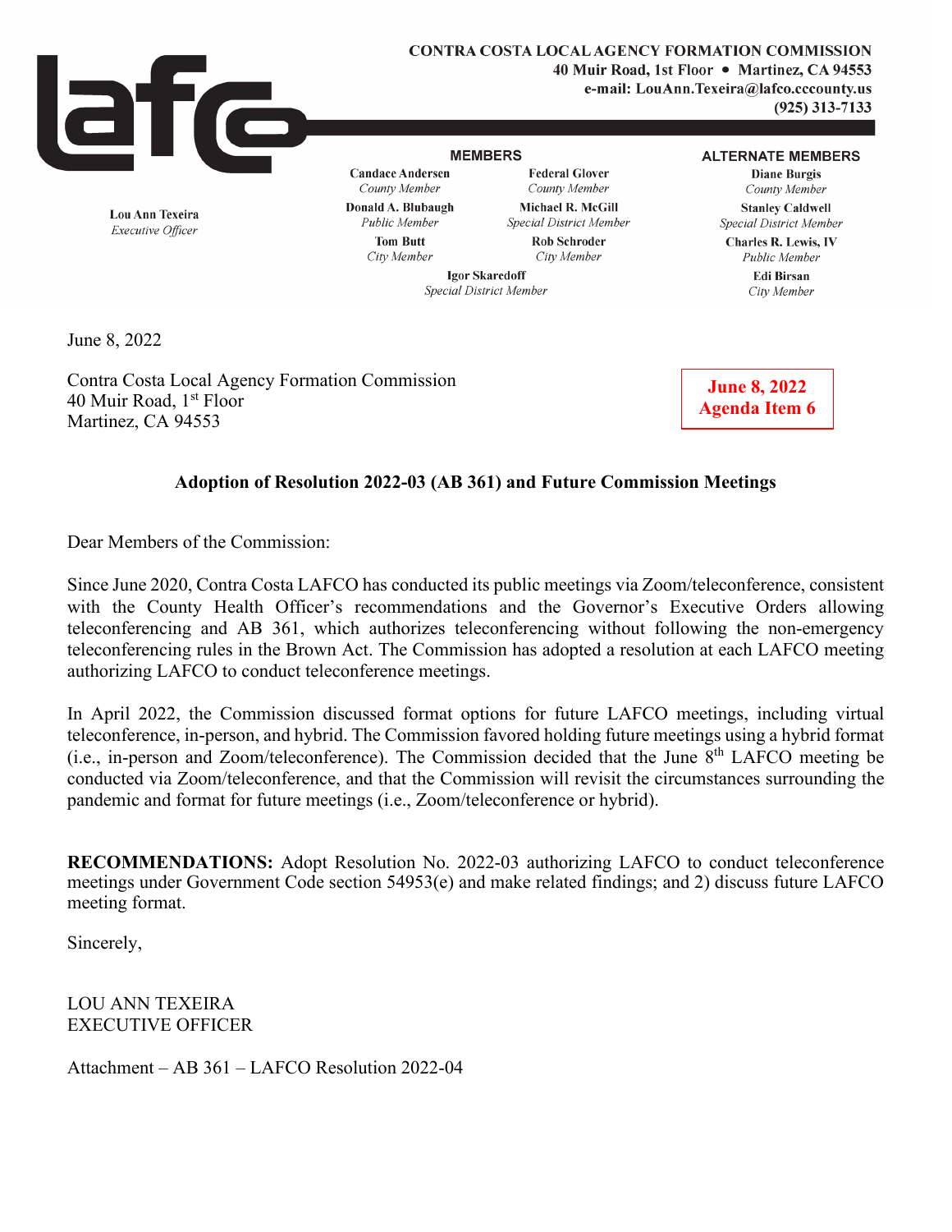**CONTRA COSTA LOCAL AGENCY FORMATION COMMISSION**
**40 Muir Road, 1st Floor • Martinez, CA 94553**
**e-mail: LouAnn.Texeira@lafco.cccounty.us**
**(925) 313-7133**

**Lou Ann Texeira**
*Executive Officer*

**MEMBERS**

**Candace Andersen** — *County Member*
**Federal Glover** — *County Member*
**Donald A. Blubaugh** — *Public Member*
**Michael R. McGill** — *Special District Member*
**Tom Butt** — *City Member*
**Rob Schroder** — *City Member*
**Igor Skaredoff** — *Special District Member*

**ALTERNATE MEMBERS**

**Diane Burgis** — *County Member*
**Stanley Caldwell** — *Special District Member*
**Charles R. Lewis, IV** — *Public Member*
**Edi Birsan** — *City Member*

June 8, 2022

Contra Costa Local Agency Formation Commission
40 Muir Road, 1st Floor
Martinez, CA 94553

**June 8, 2022**
**Agenda Item 6**

**Adoption of Resolution 2022-03 (AB 361) and Future Commission Meetings**

Dear Members of the Commission:

Since June 2020, Contra Costa LAFCO has conducted its public meetings via Zoom/teleconference, consistent with the County Health Officer's recommendations and the Governor's Executive Orders allowing teleconferencing and AB 361, which authorizes teleconferencing without following the non-emergency teleconferencing rules in the Brown Act. The Commission has adopted a resolution at each LAFCO meeting authorizing LAFCO to conduct teleconference meetings.

In April 2022, the Commission discussed format options for future LAFCO meetings, including virtual teleconference, in-person, and hybrid. The Commission favored holding future meetings using a hybrid format (i.e., in-person and Zoom/teleconference). The Commission decided that the June 8th LAFCO meeting be conducted via Zoom/teleconference, and that the Commission will revisit the circumstances surrounding the pandemic and format for future meetings (i.e., Zoom/teleconference or hybrid).

**RECOMMENDATIONS:** Adopt Resolution No. 2022-03 authorizing LAFCO to conduct teleconference meetings under Government Code section 54953(e) and make related findings; and 2) discuss future LAFCO meeting format.

Sincerely,

LOU ANN TEXEIRA
EXECUTIVE OFFICER

Attachment – AB 361 – LAFCO Resolution 2022-04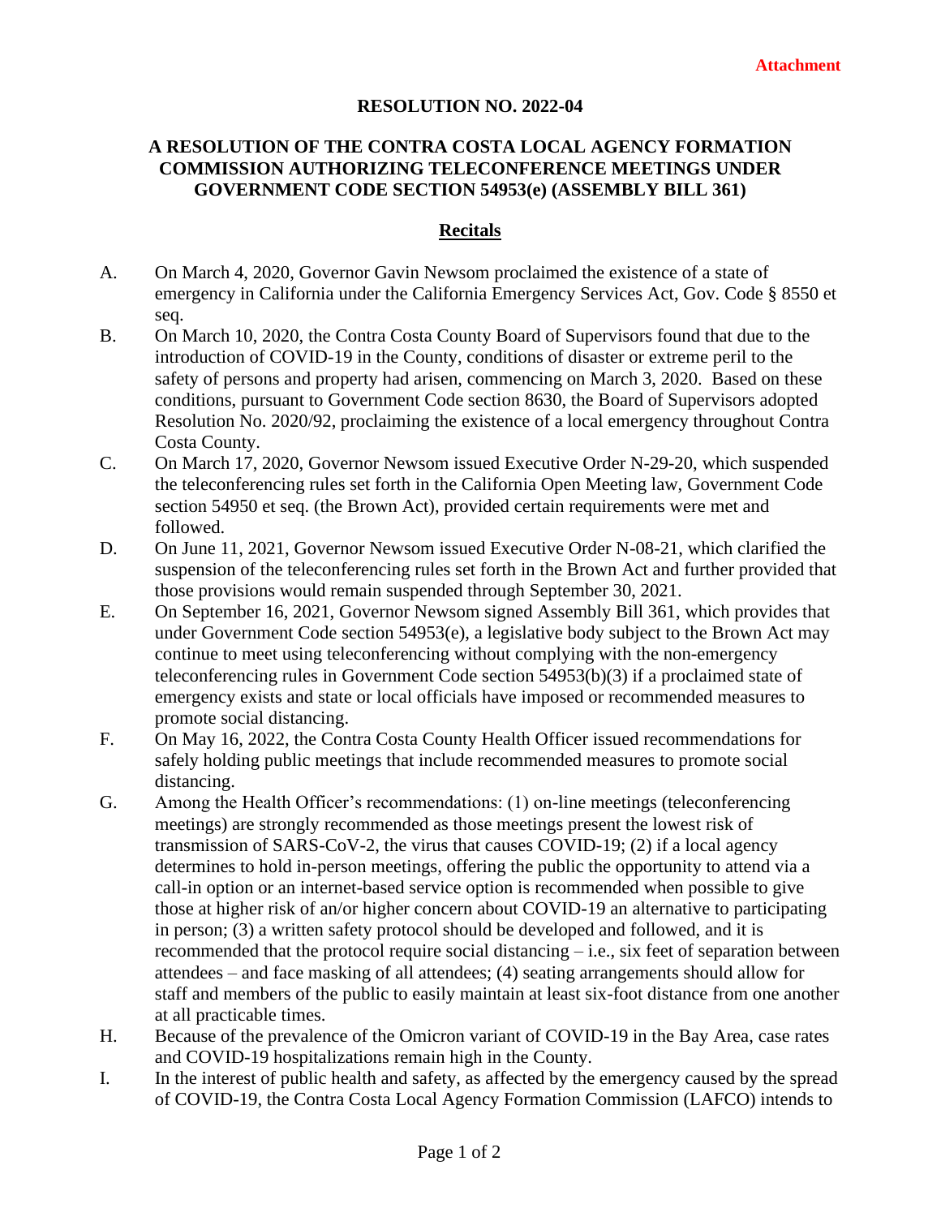**Attachment**

# RESOLUTION NO. 2022-04

## A RESOLUTION OF THE CONTRA COSTA LOCAL AGENCY FORMATION COMMISSION AUTHORIZING TELECONFERENCE MEETINGS UNDER GOVERNMENT CODE SECTION 54953(e) (ASSEMBLY BILL 361)

### Recitals

A. On March 4, 2020, Governor Gavin Newsom proclaimed the existence of a state of emergency in California under the California Emergency Services Act, Gov. Code § 8550 et seq.

B. On March 10, 2020, the Contra Costa County Board of Supervisors found that due to the introduction of COVID-19 in the County, conditions of disaster or extreme peril to the safety of persons and property had arisen, commencing on March 3, 2020. Based on these conditions, pursuant to Government Code section 8630, the Board of Supervisors adopted Resolution No. 2020/92, proclaiming the existence of a local emergency throughout Contra Costa County.

C. On March 17, 2020, Governor Newsom issued Executive Order N-29-20, which suspended the teleconferencing rules set forth in the California Open Meeting law, Government Code section 54950 et seq. (the Brown Act), provided certain requirements were met and followed.

D. On June 11, 2021, Governor Newsom issued Executive Order N-08-21, which clarified the suspension of the teleconferencing rules set forth in the Brown Act and further provided that those provisions would remain suspended through September 30, 2021.

E. On September 16, 2021, Governor Newsom signed Assembly Bill 361, which provides that under Government Code section 54953(e), a legislative body subject to the Brown Act may continue to meet using teleconferencing without complying with the non-emergency teleconferencing rules in Government Code section 54953(b)(3) if a proclaimed state of emergency exists and state or local officials have imposed or recommended measures to promote social distancing.

F. On May 16, 2022, the Contra Costa County Health Officer issued recommendations for safely holding public meetings that include recommended measures to promote social distancing.

G. Among the Health Officer's recommendations: (1) on-line meetings (teleconferencing meetings) are strongly recommended as those meetings present the lowest risk of transmission of SARS-CoV-2, the virus that causes COVID-19; (2) if a local agency determines to hold in-person meetings, offering the public the opportunity to attend via a call-in option or an internet-based service option is recommended when possible to give those at higher risk of an/or higher concern about COVID-19 an alternative to participating in person; (3) a written safety protocol should be developed and followed, and it is recommended that the protocol require social distancing – i.e., six feet of separation between attendees – and face masking of all attendees; (4) seating arrangements should allow for staff and members of the public to easily maintain at least six-foot distance from one another at all practicable times.

H. Because of the prevalence of the Omicron variant of COVID-19 in the Bay Area, case rates and COVID-19 hospitalizations remain high in the County.

I. In the interest of public health and safety, as affected by the emergency caused by the spread of COVID-19, the Contra Costa Local Agency Formation Commission (LAFCO) intends to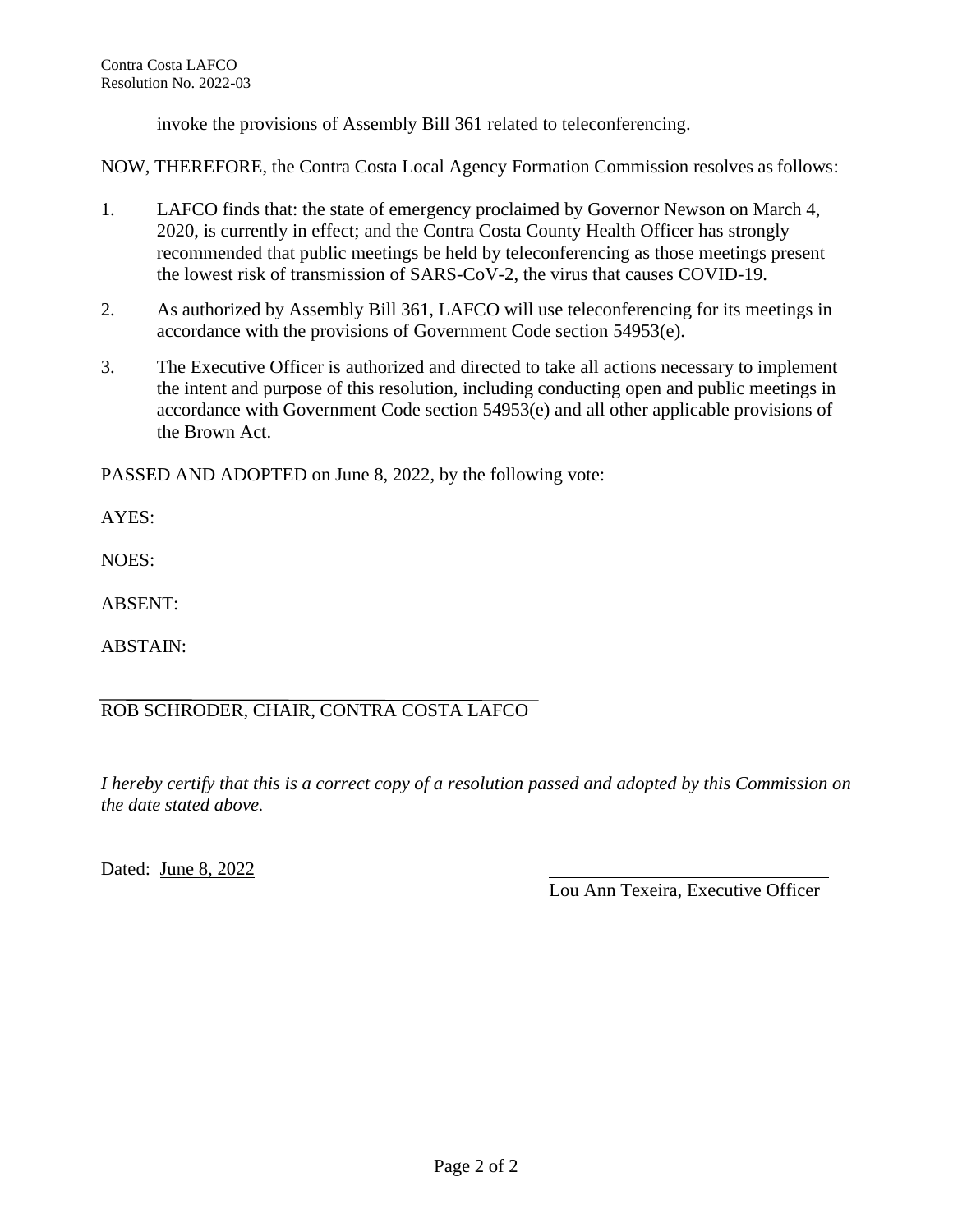invoke the provisions of Assembly Bill 361 related to teleconferencing.

NOW, THEREFORE, the Contra Costa Local Agency Formation Commission resolves as follows:

1. LAFCO finds that: the state of emergency proclaimed by Governor Newson on March 4, 2020, is currently in effect; and the Contra Costa County Health Officer has strongly recommended that public meetings be held by teleconferencing as those meetings present the lowest risk of transmission of SARS-CoV-2, the virus that causes COVID-19.

2. As authorized by Assembly Bill 361, LAFCO will use teleconferencing for its meetings in accordance with the provisions of Government Code section 54953(e).

3. The Executive Officer is authorized and directed to take all actions necessary to implement the intent and purpose of this resolution, including conducting open and public meetings in accordance with Government Code section 54953(e) and all other applicable provisions of the Brown Act.

PASSED AND ADOPTED on June 8, 2022, by the following vote:

AYES:

NOES:

ABSENT:

ABSTAIN:

\_\_\_\_\_\_\_\_\_\_\_\_\_\_\_\_\_\_\_\_\_\_\_\_\_\_\_\_\_\_\_\_\_\_\_\_\_\_\_\_

ROB SCHRODER, CHAIR, CONTRA COSTA LAFCO

*I hereby certify that this is a correct copy of a resolution passed and adopted by this Commission on the date stated above.*

Dated: June 8, 2022

\_\_\_\_\_\_\_\_\_\_\_\_\_\_\_\_\_\_\_\_\_\_\_\_\_\_\_\_\_\_\_\_

Lou Ann Texeira, Executive Officer